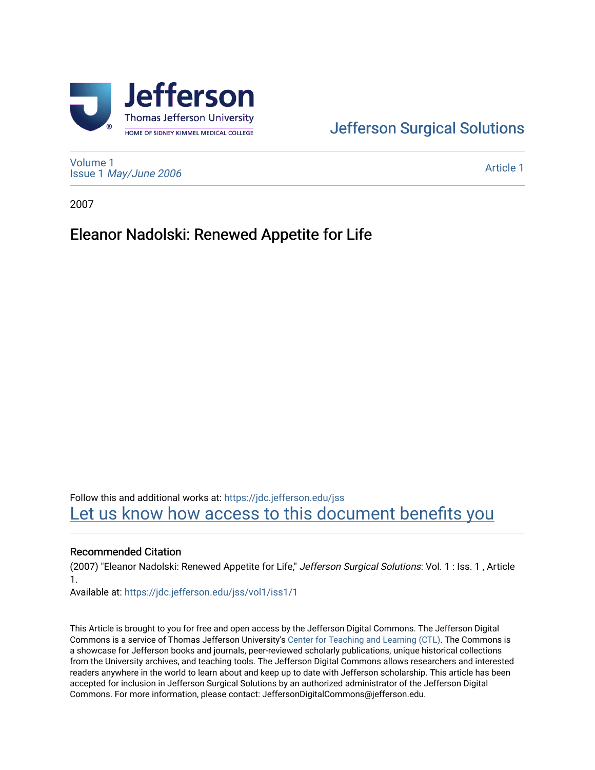Jefferson Surgical Solutions

Volume 1
Issue 1 *May/June 2006*

Article 1

2007

# Eleanor Nadolski: Renewed Appetite for Life

Follow this and additional works at: https://jdc.jefferson.edu/jss

Let us know how access to this document benefits you

## Recommended Citation

(2007) "Eleanor Nadolski: Renewed Appetite for Life," *Jefferson Surgical Solutions*: Vol. 1 : Iss. 1 , Article 1.

Available at: https://jdc.jefferson.edu/jss/vol1/iss1/1

This Article is brought to you for free and open access by the Jefferson Digital Commons. The Jefferson Digital Commons is a service of Thomas Jefferson University's Center for Teaching and Learning (CTL). The Commons is a showcase for Jefferson books and journals, peer-reviewed scholarly publications, unique historical collections from the University archives, and teaching tools. The Jefferson Digital Commons allows researchers and interested readers anywhere in the world to learn about and keep up to date with Jefferson scholarship. This article has been accepted for inclusion in Jefferson Surgical Solutions by an authorized administrator of the Jefferson Digital Commons. For more information, please contact: JeffersonDigitalCommons@jefferson.edu.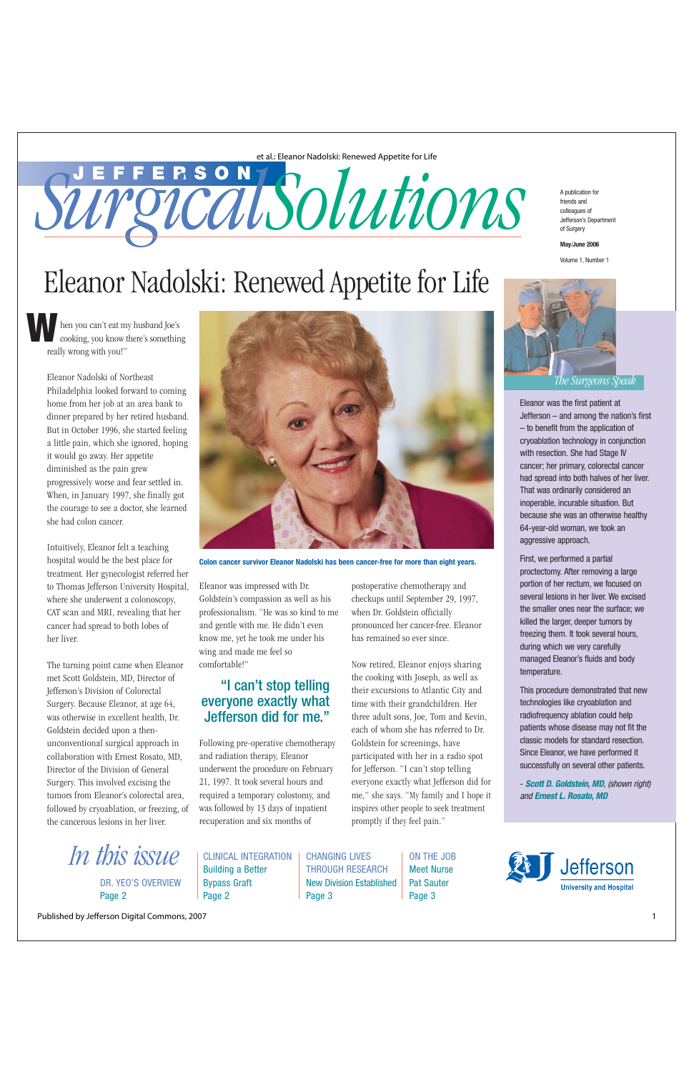# Jefferson Surgical Solutions

A publication for friends and colleagues of Jefferson's Department of Surgery

**May/June 2006**

Volume 1, Number 1

# Eleanor Nadolski: Renewed Appetite for Life

"When you can't eat my husband Joe's cooking, you know there's something really wrong with you!"

Eleanor Nadolski of Northeast Philadelphia looked forward to coming home from her job at an area bank to dinner prepared by her retired husband. But in October 1996, she started feeling a little pain, which she ignored, hoping it would go away. Her appetite diminished as the pain grew progressively worse and fear settled in. When, in January 1997, she finally got the courage to see a doctor, she learned she had colon cancer.

Intuitively, Eleanor felt a teaching hospital would be the best place for treatment. Her gynecologist referred her to Thomas Jefferson University Hospital, where she underwent a colonoscopy, CAT scan and MRI, revealing that her cancer had spread to both lobes of her liver.

The turning point came when Eleanor met Scott Goldstein, MD, Director of Jefferson's Division of Colorectal Surgery. Because Eleanor, at age 64, was otherwise in excellent health, Dr. Goldstein decided upon a then-unconventional surgical approach in collaboration with Ernest Rosato, MD, Director of the Division of General Surgery. This involved excising the tumors from Eleanor's colorectal area, followed by cryoablation, or freezing, of the cancerous lesions in her liver.

**Colon cancer survivor Eleanor Nadolski has been cancer-free for more than eight years.**

Eleanor was impressed with Dr. Goldstein's compassion as well as his professionalism. "He was so kind to me and gentle with me. He didn't even know me, yet he took me under his wing and made me feel so comfortable!"

## "I can't stop telling everyone exactly what Jefferson did for me."

Following pre-operative chemotherapy and radiation therapy, Eleanor underwent the procedure on February 21, 1997. It took several hours and required a temporary colostomy, and was followed by 13 days of inpatient recuperation and six months of postoperative chemotherapy and checkups until September 29, 1997, when Dr. Goldstein officially pronounced her cancer-free. Eleanor has remained so ever since.

Now retired, Eleanor enjoys sharing the cooking with Joseph, as well as their excursions to Atlantic City and time with their grandchildren. Her three adult sons, Joe, Tom and Kevin, each of whom she has referred to Dr. Goldstein for screenings, have participated with her in a radio spot for Jefferson. "I can't stop telling everyone exactly what Jefferson did for me," she says. "My family and I hope it inspires other people to seek treatment promptly if they feel pain."

## *The Surgeons Speak*

Eleanor was the first patient at Jefferson – and among the nation's first – to benefit from the application of cryoablation technology in conjunction with resection. She had Stage IV cancer; her primary, colorectal cancer had spread into both halves of her liver. That was ordinarily considered an inoperable, incurable situation. But because she was an otherwise healthy 64-year-old woman, we took an aggressive approach.

First, we performed a partial proctectomy. After removing a large portion of her rectum, we focused on several lesions in her liver. We excised the smaller ones near the surface; we killed the larger, deeper tumors by freezing them. It took several hours, during which we very carefully managed Eleanor's fluids and body temperature.

This procedure demonstrated that new technologies like cryoablation and radiofrequency ablation could help patients whose disease may not fit the classic models for standard resection. Since Eleanor, we have performed it successfully on several other patients.

*- **Scott D. Goldstein, MD**, (shown right) and **Ernest L. Rosato, MD***

## *In this issue*

DR. YEO'S OVERVIEW
Page 2

CLINICAL INTEGRATION
Building a Better Bypass Graft
Page 2

CHANGING LIVES THROUGH RESEARCH
New Division Established
Page 3

ON THE JOB
Meet Nurse Pat Sauter
Page 3

Jefferson University and Hospital